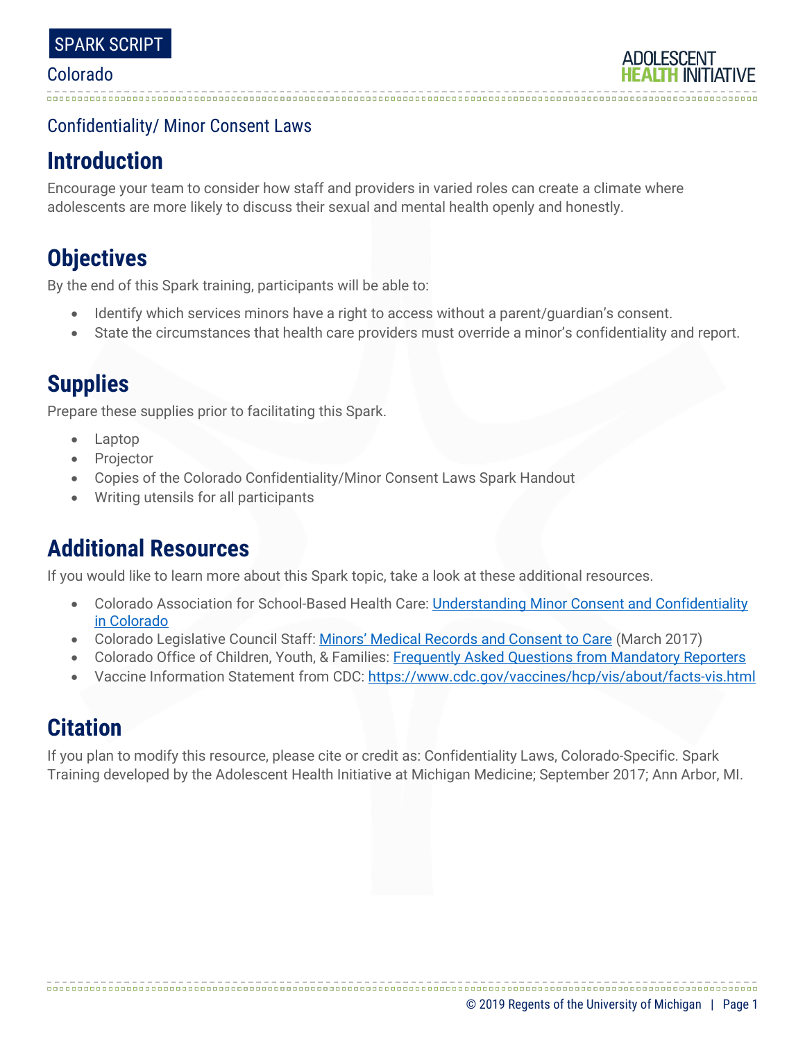SPARK SCRIPT

Colorado

ADOLESCENT HEALTH INITIATIVE

Confidentiality/ Minor Consent Laws

# Introduction

Encourage your team to consider how staff and providers in varied roles can create a climate where adolescents are more likely to discuss their sexual and mental health openly and honestly.

# Objectives

By the end of this Spark training, participants will be able to:

- Identify which services minors have a right to access without a parent/guardian's consent.
- State the circumstances that health care providers must override a minor's confidentiality and report.

# Supplies

Prepare these supplies prior to facilitating this Spark.

- Laptop
- Projector
- Copies of the Colorado Confidentiality/Minor Consent Laws Spark Handout
- Writing utensils for all participants

# Additional Resources

If you would like to learn more about this Spark topic, take a look at these additional resources.

- Colorado Association for School-Based Health Care: Understanding Minor Consent and Confidentiality in Colorado
- Colorado Legislative Council Staff: Minors' Medical Records and Consent to Care (March 2017)
- Colorado Office of Children, Youth, & Families: Frequently Asked Questions from Mandatory Reporters
- Vaccine Information Statement from CDC: https://www.cdc.gov/vaccines/hcp/vis/about/facts-vis.html

# Citation

If you plan to modify this resource, please cite or credit as: Confidentiality Laws, Colorado-Specific. Spark Training developed by the Adolescent Health Initiative at Michigan Medicine; September 2017; Ann Arbor, MI.

© 2019 Regents of the University of Michigan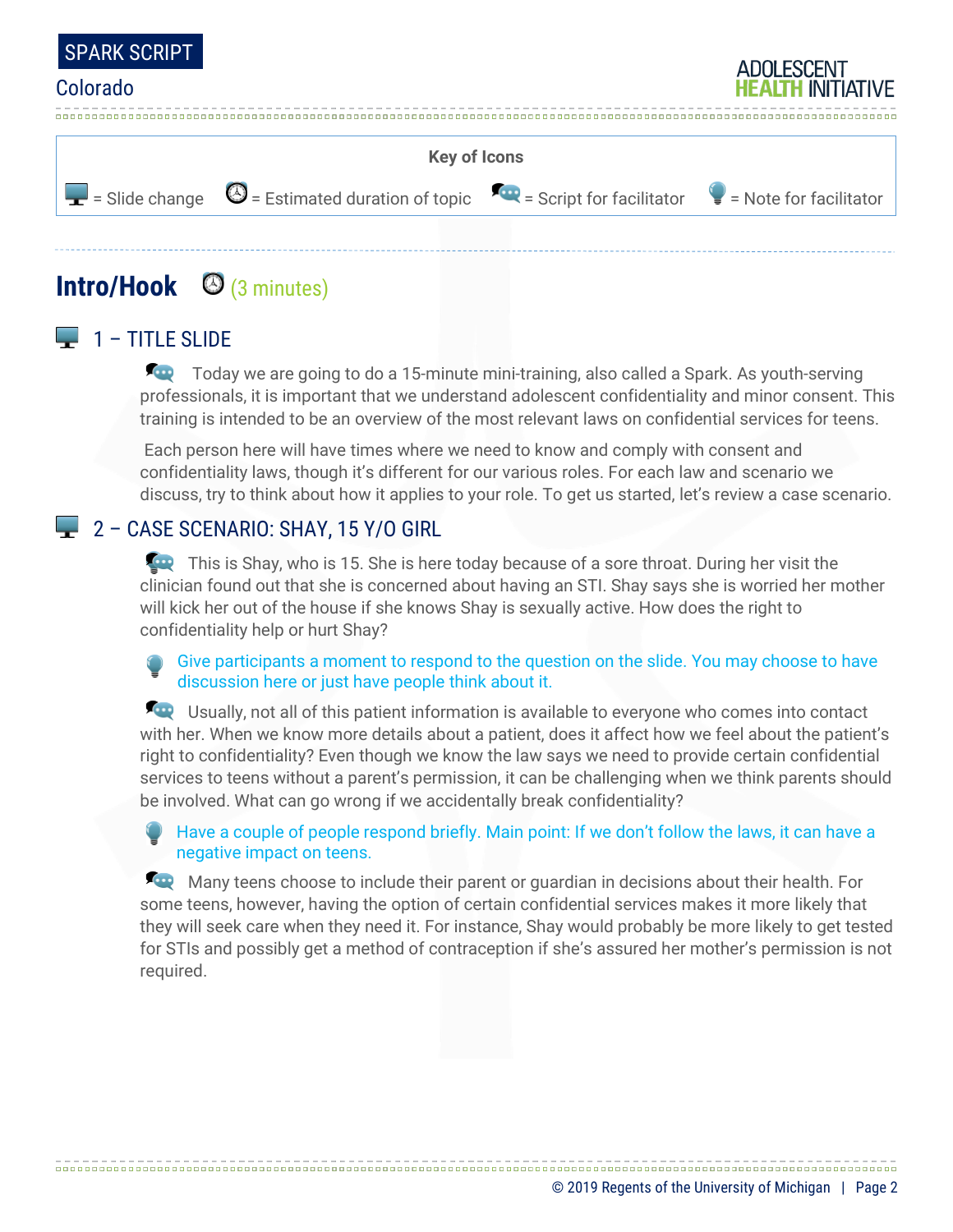**Key of Icons**

= Slide change = Estimated duration of topic = Script for facilitator = Note for facilitator

## Intro/Hook (3 minutes)

### 1 – TITLE SLIDE

Today we are going to do a 15-minute mini-training, also called a Spark. As youth-serving professionals, it is important that we understand adolescent confidentiality and minor consent. This training is intended to be an overview of the most relevant laws on confidential services for teens.

Each person here will have times where we need to know and comply with consent and confidentiality laws, though it's different for our various roles. For each law and scenario we discuss, try to think about how it applies to your role. To get us started, let's review a case scenario.

### 2 – CASE SCENARIO: SHAY, 15 Y/O GIRL

This is Shay, who is 15. She is here today because of a sore throat. During her visit the clinician found out that she is concerned about having an STI. Shay says she is worried her mother will kick her out of the house if she knows Shay is sexually active. How does the right to confidentiality help or hurt Shay?

Give participants a moment to respond to the question on the slide. You may choose to have discussion here or just have people think about it.

Usually, not all of this patient information is available to everyone who comes into contact with her. When we know more details about a patient, does it affect how we feel about the patient's right to confidentiality? Even though we know the law says we need to provide certain confidential services to teens without a parent's permission, it can be challenging when we think parents should be involved. What can go wrong if we accidentally break confidentiality?

Have a couple of people respond briefly. Main point: If we don't follow the laws, it can have a negative impact on teens.

Many teens choose to include their parent or guardian in decisions about their health. For some teens, however, having the option of certain confidential services makes it more likely that they will seek care when they need it. For instance, Shay would probably be more likely to get tested for STIs and possibly get a method of contraception if she's assured her mother's permission is not required.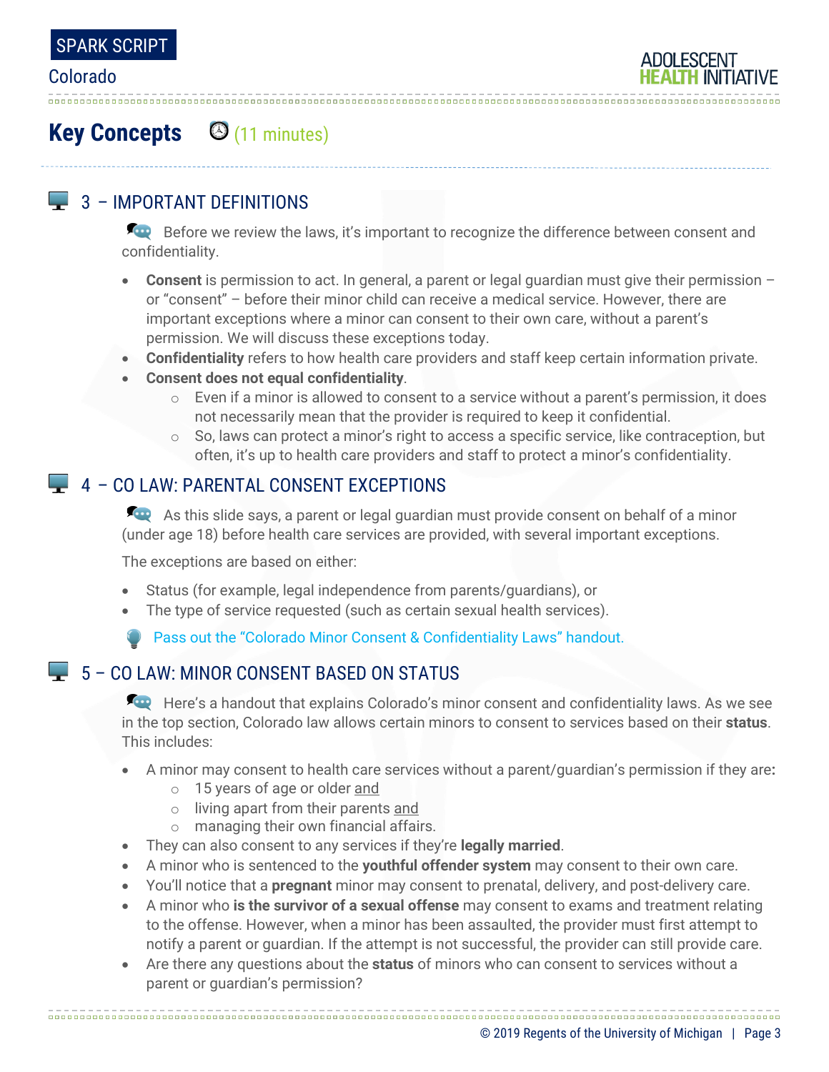## Key Concepts (11 minutes)

### 3 – IMPORTANT DEFINITIONS

Before we review the laws, it's important to recognize the difference between consent and confidentiality.

- **Consent** is permission to act. In general, a parent or legal guardian must give their permission – or "consent" – before their minor child can receive a medical service. However, there are important exceptions where a minor can consent to their own care, without a parent's permission. We will discuss these exceptions today.
- **Confidentiality** refers to how health care providers and staff keep certain information private.
- **Consent does not equal confidentiality**.
    - Even if a minor is allowed to consent to a service without a parent's permission, it does not necessarily mean that the provider is required to keep it confidential.
    - So, laws can protect a minor's right to access a specific service, like contraception, but often, it's up to health care providers and staff to protect a minor's confidentiality.

### 4 – CO LAW: PARENTAL CONSENT EXCEPTIONS

As this slide says, a parent or legal guardian must provide consent on behalf of a minor (under age 18) before health care services are provided, with several important exceptions.

The exceptions are based on either:

- Status (for example, legal independence from parents/guardians), or
- The type of service requested (such as certain sexual health services).

Pass out the "Colorado Minor Consent & Confidentiality Laws" handout.

### 5 – CO LAW: MINOR CONSENT BASED ON STATUS

Here's a handout that explains Colorado's minor consent and confidentiality laws. As we see in the top section, Colorado law allows certain minors to consent to services based on their **status**. This includes:

- A minor may consent to health care services without a parent/guardian's permission if they are**:**
    - 15 years of age or older and
    - living apart from their parents and
    - managing their own financial affairs.
- They can also consent to any services if they're **legally married**.
- A minor who is sentenced to the **youthful offender system** may consent to their own care.
- You'll notice that a **pregnant** minor may consent to prenatal, delivery, and post-delivery care.
- A minor who **is the survivor of a sexual offense** may consent to exams and treatment relating to the offense. However, when a minor has been assaulted, the provider must first attempt to notify a parent or guardian. If the attempt is not successful, the provider can still provide care.
- Are there any questions about the **status** of minors who can consent to services without a parent or guardian's permission?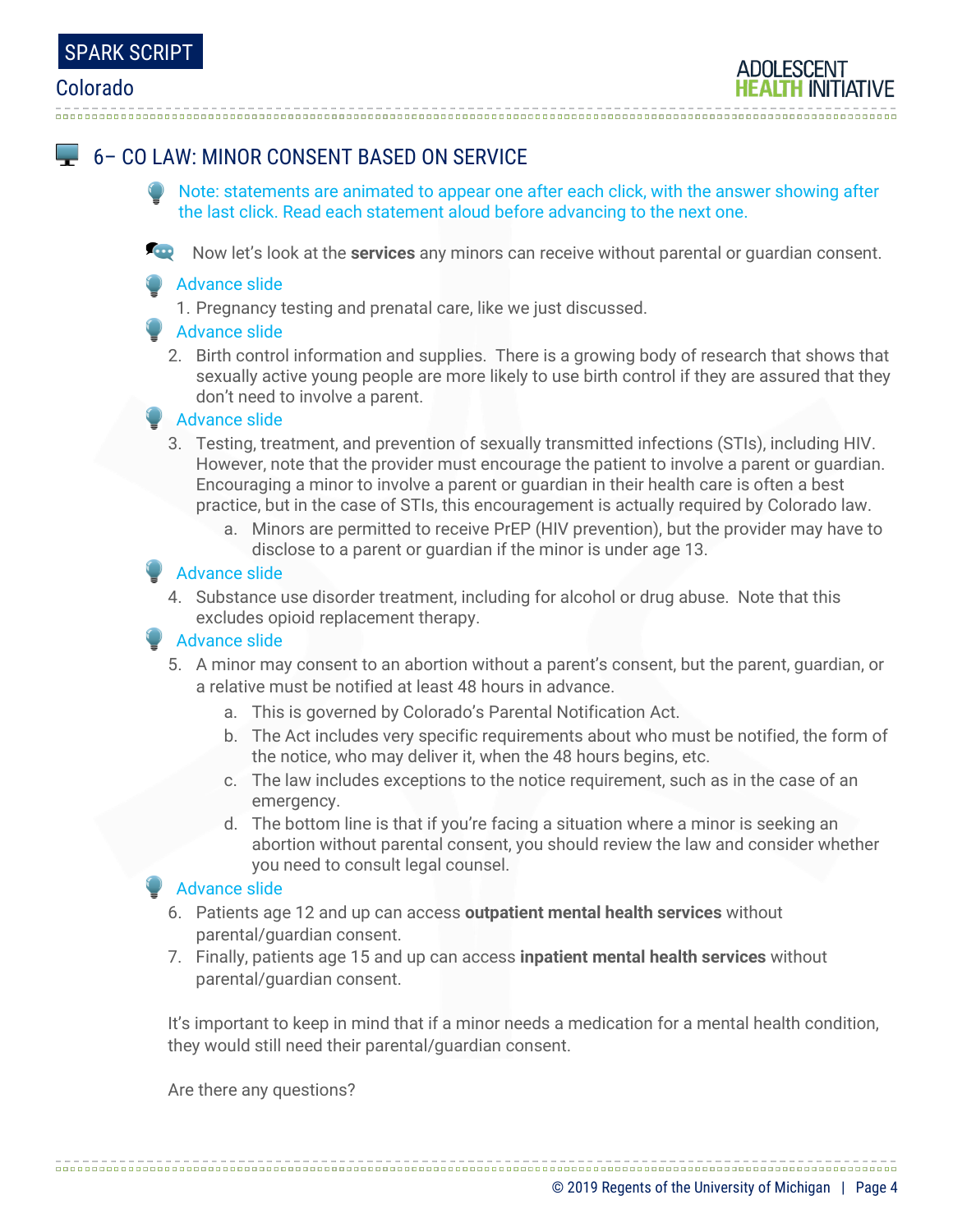## 6– CO LAW: MINOR CONSENT BASED ON SERVICE

Note: statements are animated to appear one after each click, with the answer showing after the last click. Read each statement aloud before advancing to the next one.

Now let's look at the **services** any minors can receive without parental or guardian consent.

Advance slide

1. Pregnancy testing and prenatal care, like we just discussed.

Advance slide

2. Birth control information and supplies. There is a growing body of research that shows that sexually active young people are more likely to use birth control if they are assured that they don't need to involve a parent.

Advance slide

3. Testing, treatment, and prevention of sexually transmitted infections (STIs), including HIV. However, note that the provider must encourage the patient to involve a parent or guardian. Encouraging a minor to involve a parent or guardian in their health care is often a best practice, but in the case of STIs, this encouragement is actually required by Colorado law.
   a. Minors are permitted to receive PrEP (HIV prevention), but the provider may have to disclose to a parent or guardian if the minor is under age 13.

Advance slide

4. Substance use disorder treatment, including for alcohol or drug abuse. Note that this excludes opioid replacement therapy.

Advance slide

5. A minor may consent to an abortion without a parent's consent, but the parent, guardian, or a relative must be notified at least 48 hours in advance.
   a. This is governed by Colorado's Parental Notification Act.
   b. The Act includes very specific requirements about who must be notified, the form of the notice, who may deliver it, when the 48 hours begins, etc.
   c. The law includes exceptions to the notice requirement, such as in the case of an emergency.
   d. The bottom line is that if you're facing a situation where a minor is seeking an abortion without parental consent, you should review the law and consider whether you need to consult legal counsel.

Advance slide

6. Patients age 12 and up can access **outpatient mental health services** without parental/guardian consent.
7. Finally, patients age 15 and up can access **inpatient mental health services** without parental/guardian consent.

It's important to keep in mind that if a minor needs a medication for a mental health condition, they would still need their parental/guardian consent.

Are there any questions?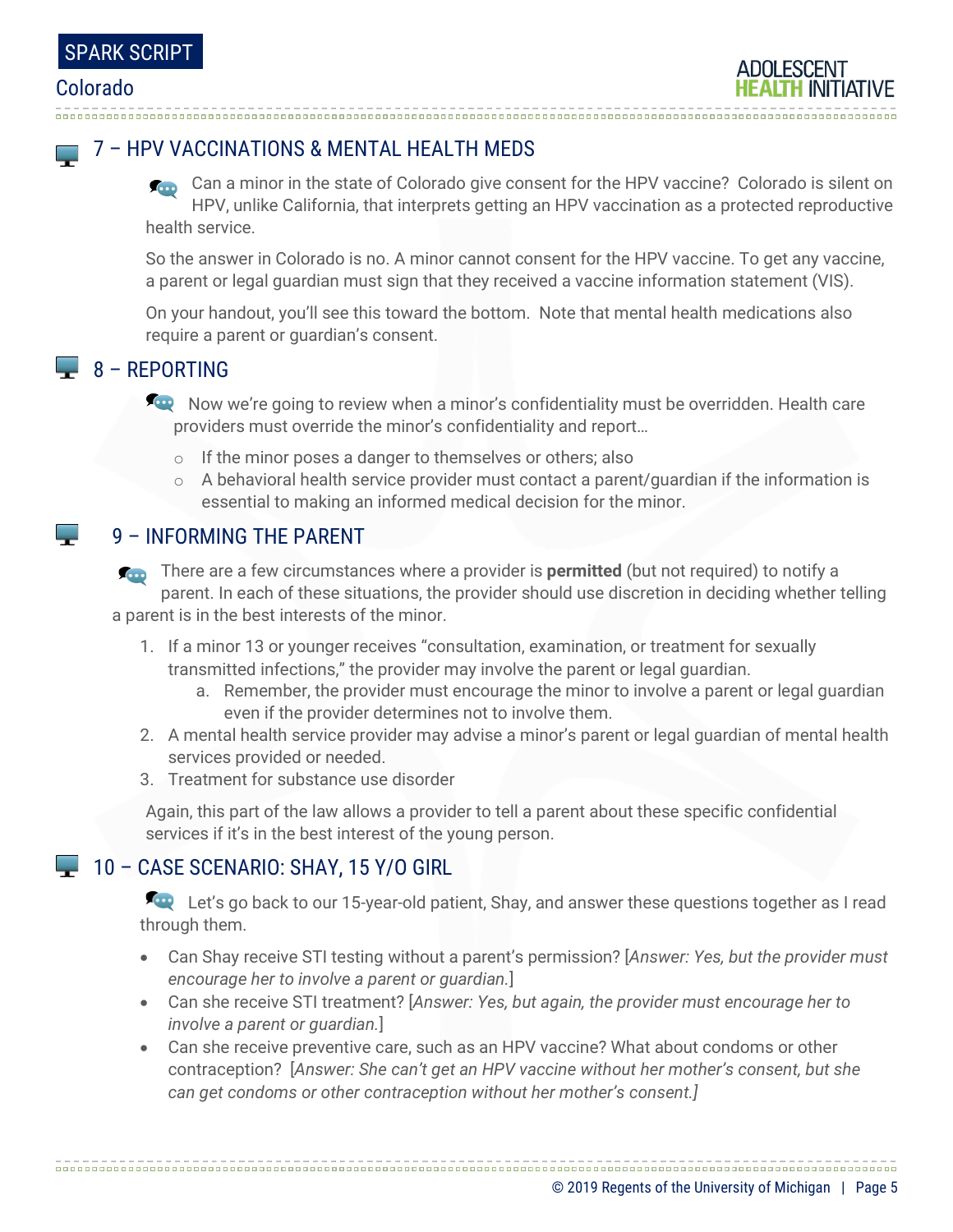## 7 – HPV VACCINATIONS & MENTAL HEALTH MEDS

Can a minor in the state of Colorado give consent for the HPV vaccine? Colorado is silent on HPV, unlike California, that interprets getting an HPV vaccination as a protected reproductive health service.

So the answer in Colorado is no. A minor cannot consent for the HPV vaccine. To get any vaccine, a parent or legal guardian must sign that they received a vaccine information statement (VIS).

On your handout, you'll see this toward the bottom. Note that mental health medications also require a parent or guardian's consent.

## 8 – REPORTING

Now we're going to review when a minor's confidentiality must be overridden. Health care providers must override the minor's confidentiality and report…

- If the minor poses a danger to themselves or others; also
- A behavioral health service provider must contact a parent/guardian if the information is essential to making an informed medical decision for the minor.

## 9 – INFORMING THE PARENT

There are a few circumstances where a provider is **permitted** (but not required) to notify a parent. In each of these situations, the provider should use discretion in deciding whether telling a parent is in the best interests of the minor.

1. If a minor 13 or younger receives "consultation, examination, or treatment for sexually transmitted infections," the provider may involve the parent or legal guardian.
   a. Remember, the provider must encourage the minor to involve a parent or legal guardian even if the provider determines not to involve them.
2. A mental health service provider may advise a minor's parent or legal guardian of mental health services provided or needed.
3. Treatment for substance use disorder

Again, this part of the law allows a provider to tell a parent about these specific confidential services if it's in the best interest of the young person.

## 10 – CASE SCENARIO: SHAY, 15 Y/O GIRL

Let's go back to our 15-year-old patient, Shay, and answer these questions together as I read through them.

- Can Shay receive STI testing without a parent's permission? [*Answer: Yes, but the provider must encourage her to involve a parent or guardian.*]
- Can she receive STI treatment? [*Answer: Yes, but again, the provider must encourage her to involve a parent or guardian.*]
- Can she receive preventive care, such as an HPV vaccine? What about condoms or other contraception? [*Answer: She can't get an HPV vaccine without her mother's consent, but she can get condoms or other contraception without her mother's consent.]*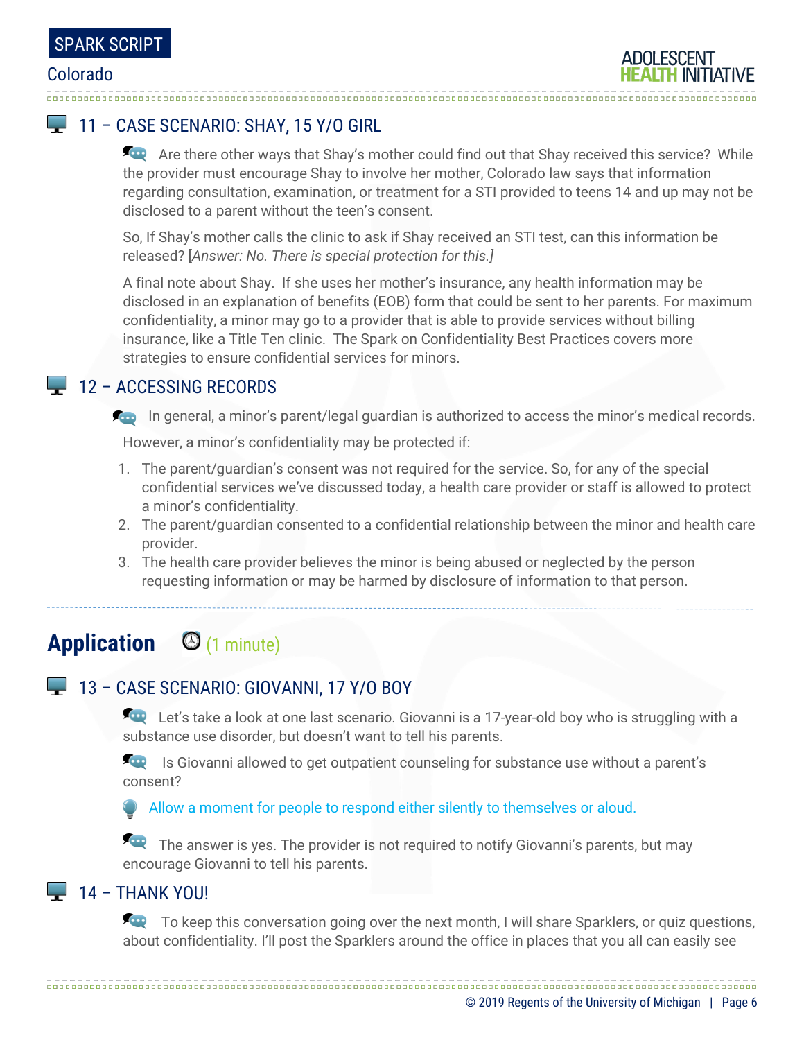## 11 – CASE SCENARIO: SHAY, 15 Y/O GIRL

Are there other ways that Shay's mother could find out that Shay received this service? While the provider must encourage Shay to involve her mother, Colorado law says that information regarding consultation, examination, or treatment for a STI provided to teens 14 and up may not be disclosed to a parent without the teen's consent.

So, If Shay's mother calls the clinic to ask if Shay received an STI test, can this information be released? [*Answer: No. There is special protection for this.]*

A final note about Shay. If she uses her mother's insurance, any health information may be disclosed in an explanation of benefits (EOB) form that could be sent to her parents. For maximum confidentiality, a minor may go to a provider that is able to provide services without billing insurance, like a Title Ten clinic. The Spark on Confidentiality Best Practices covers more strategies to ensure confidential services for minors.

## 12 – ACCESSING RECORDS

In general, a minor's parent/legal guardian is authorized to access the minor's medical records.

However, a minor's confidentiality may be protected if:

1. The parent/guardian's consent was not required for the service. So, for any of the special confidential services we've discussed today, a health care provider or staff is allowed to protect a minor's confidentiality.
2. The parent/guardian consented to a confidential relationship between the minor and health care provider.
3. The health care provider believes the minor is being abused or neglected by the person requesting information or may be harmed by disclosure of information to that person.

# Application (1 minute)

## 13 – CASE SCENARIO: GIOVANNI, 17 Y/O BOY

Let's take a look at one last scenario. Giovanni is a 17-year-old boy who is struggling with a substance use disorder, but doesn't want to tell his parents.

Is Giovanni allowed to get outpatient counseling for substance use without a parent's consent?

Allow a moment for people to respond either silently to themselves or aloud.

The answer is yes. The provider is not required to notify Giovanni's parents, but may encourage Giovanni to tell his parents.

## 14 – THANK YOU!

To keep this conversation going over the next month, I will share Sparklers, or quiz questions, about confidentiality. I'll post the Sparklers around the office in places that you all can easily see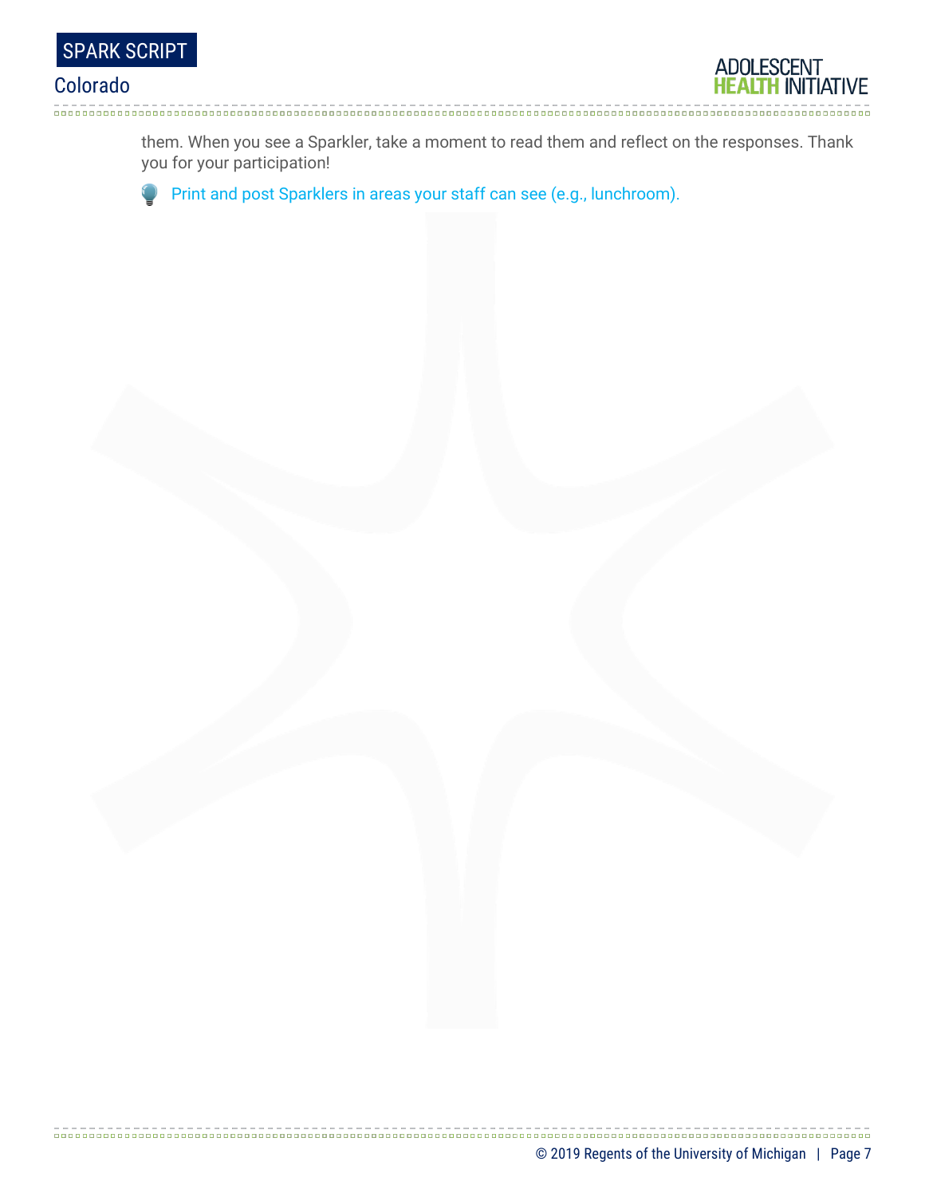them. When you see a Sparkler, take a moment to read them and reflect on the responses. Thank you for your participation!

Print and post Sparklers in areas your staff can see (e.g., lunchroom).